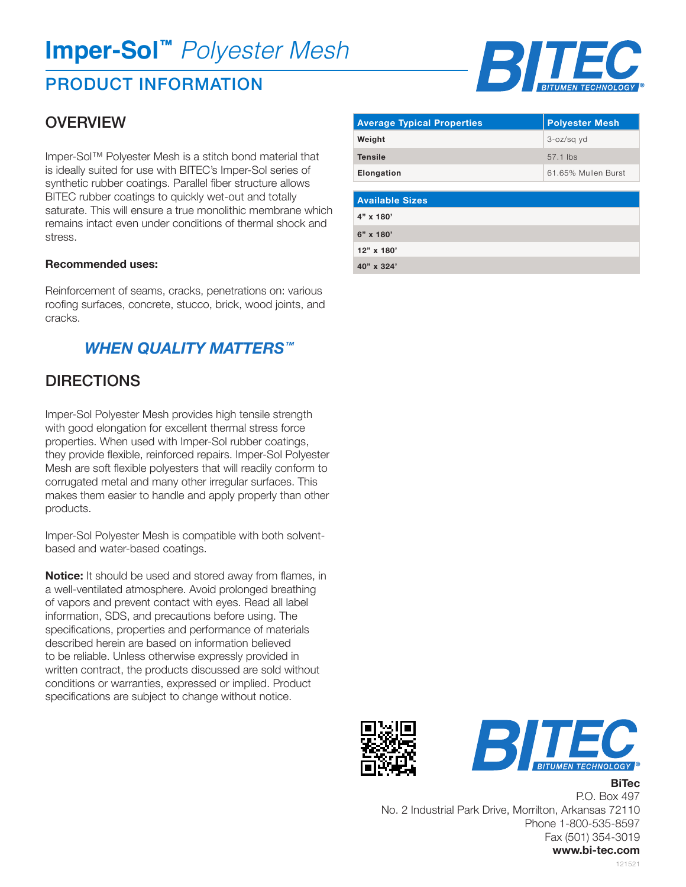# Imper-Sol™ *Polyester Mesh*

## PRODUCT INFORMATION

## OVERVIEW

Imper-Sol™ Polyester Mesh is a stitch bond material that is ideally suited for use with BITEC's Imper-Sol series of synthetic rubber coatings. Parallel fiber structure allows BITEC rubber coatings to quickly wet-out and totally saturate. This will ensure a true monolithic membrane which remains intact even under conditions of thermal shock and stress.

**Recommended uses:**

Reinforcement of seams, cracks, penetrations on: various roofing surfaces, concrete, stucco, brick, wood joints, and cracks.

***WHEN QUALITY MATTERS™***

## DIRECTIONS

Imper-Sol Polyester Mesh provides high tensile strength with good elongation for excellent thermal stress force properties. When used with Imper-Sol rubber coatings, they provide flexible, reinforced repairs. Imper-Sol Polyester Mesh are soft flexible polyesters that will readily conform to corrugated metal and many other irregular surfaces. This makes them easier to handle and apply properly than other products.

Imper-Sol Polyester Mesh is compatible with both solvent-based and water-based coatings.

**Notice:** It should be used and stored away from flames, in a well-ventilated atmosphere. Avoid prolonged breathing of vapors and prevent contact with eyes. Read all label information, SDS, and precautions before using. The specifications, properties and performance of materials described herein are based on information believed to be reliable. Unless otherwise expressly provided in written contract, the products discussed are sold without conditions or warranties, expressed or implied. Product specifications are subject to change without notice.

| Average Typical Properties | Polyester Mesh |
|---|---|
| **Weight** | 3-oz/sq yd |
| **Tensile** | 57.1 lbs |
| **Elongation** | 61.65% Mullen Burst |

| Available Sizes |
|---|
| **4" x 180'** |
| **6" x 180'** |
| **12" x 180'** |
| **40" x 324'** |

**BiTec**
P.O. Box 497
No. 2 Industrial Park Drive, Morrilton, Arkansas 72110
Phone 1-800-535-8597
Fax (501) 354-3019
**www.bi-tec.com**

121521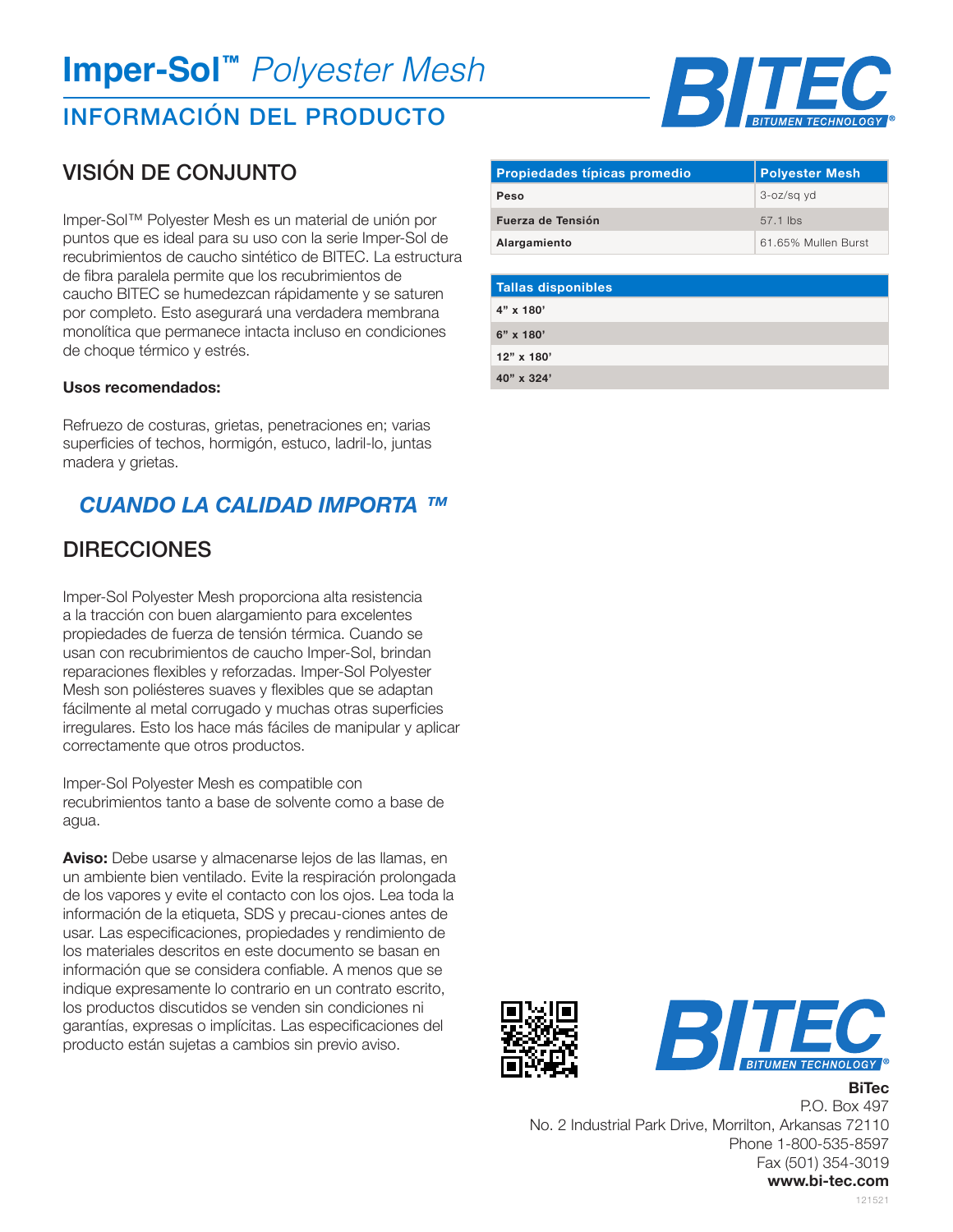# Imper-Sol™ *Polyester Mesh*

## INFORMACIÓN DEL PRODUCTO

## VISIÓN DE CONJUNTO

Imper-Sol™ Polyester Mesh es un material de unión por puntos que es ideal para su uso con la serie Imper-Sol de recubrimientos de caucho sintético de BITEC. La estructura de fibra paralela permite que los recubrimientos de caucho BITEC se humedezcan rápidamente y se saturen por completo. Esto asegurará una verdadera membrana monolítica que permanece intacta incluso en condiciones de choque térmico y estrés.

**Usos recomendados:**

Refruezo de costuras, grietas, penetraciones en; varias superficies of techos, hormigón, estuco, ladril-lo, juntas madera y grietas.

***CUANDO LA CALIDAD IMPORTA ™***

## DIRECCIONES

Imper-Sol Polyester Mesh proporciona alta resistencia a la tracción con buen alargamiento para excelentes propiedades de fuerza de tensión térmica. Cuando se usan con recubrimientos de caucho Imper-Sol, brindan reparaciones flexibles y reforzadas. Imper-Sol Polyester Mesh son poliésteres suaves y flexibles que se adaptan fácilmente al metal corrugado y muchas otras superficies irregulares. Esto los hace más fáciles de manipular y aplicar correctamente que otros productos.

Imper-Sol Polyester Mesh es compatible con recubrimientos tanto a base de solvente como a base de agua.

**Aviso:** Debe usarse y almacenarse lejos de las llamas, en un ambiente bien ventilado. Evite la respiración prolongada de los vapores y evite el contacto con los ojos. Lea toda la información de la etiqueta, SDS y precau-ciones antes de usar. Las especificaciones, propiedades y rendimiento de los materiales descritos en este documento se basan en información que se considera confiable. A menos que se indique expresamente lo contrario en un contrato escrito, los productos discutidos se venden sin condiciones ni garantías, expresas o implícitas. Las especificaciones del producto están sujetas a cambios sin previo aviso.

| Propiedades típicas promedio | Polyester Mesh |
|---|---|
| Peso | 3-oz/sq yd |
| Fuerza de Tensión | 57.1 lbs |
| Alargamiento | 61.65% Mullen Burst |

| Tallas disponibles |
|---|
| 4” x 180’ |
| 6” x 180’ |
| 12” x 180’ |
| 40” x 324’ |

**BiTec**
P.O. Box 497
No. 2 Industrial Park Drive, Morrilton, Arkansas 72110
Phone 1-800-535-8597
Fax (501) 354-3019
**www.bi-tec.com**

121521